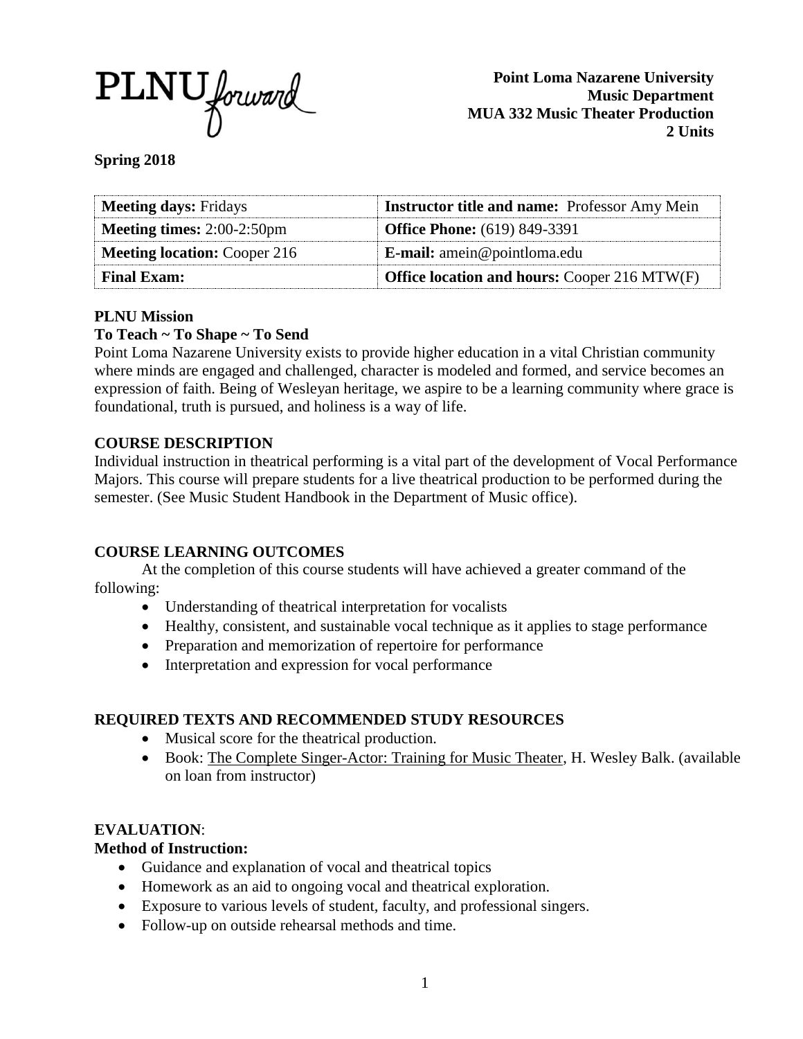PLNU *forward*

**Point Loma Nazarene University**
**Music Department**
**MUA 332 Music Theater Production**
**2 Units**

**Spring 2018**

| **Meeting days:** Fridays | **Instructor title and name:** Professor Amy Mein |
|---|---|
| **Meeting times:** 2:00-2:50pm | **Office Phone:** (619) 849-3391 |
| **Meeting location:** Cooper 216 | **E-mail:** amein@pointloma.edu |
| **Final Exam:** | **Office location and hours:** Cooper 216 MTW(F) |

**PLNU Mission**

**To Teach ~ To Shape ~ To Send**

Point Loma Nazarene University exists to provide higher education in a vital Christian community where minds are engaged and challenged, character is modeled and formed, and service becomes an expression of faith. Being of Wesleyan heritage, we aspire to be a learning community where grace is foundational, truth is pursued, and holiness is a way of life.

## COURSE DESCRIPTION

Individual instruction in theatrical performing is a vital part of the development of Vocal Performance Majors. This course will prepare students for a live theatrical production to be performed during the semester. (See Music Student Handbook in the Department of Music office).

## COURSE LEARNING OUTCOMES

At the completion of this course students will have achieved a greater command of the following:

- Understanding of theatrical interpretation for vocalists
- Healthy, consistent, and sustainable vocal technique as it applies to stage performance
- Preparation and memorization of repertoire for performance
- Interpretation and expression for vocal performance

## REQUIRED TEXTS AND RECOMMENDED STUDY RESOURCES

- Musical score for the theatrical production.
- Book: The Complete Singer-Actor: Training for Music Theater, H. Wesley Balk. (available on loan from instructor)

## EVALUATION:

**Method of Instruction:**

- Guidance and explanation of vocal and theatrical topics
- Homework as an aid to ongoing vocal and theatrical exploration.
- Exposure to various levels of student, faculty, and professional singers.
- Follow-up on outside rehearsal methods and time.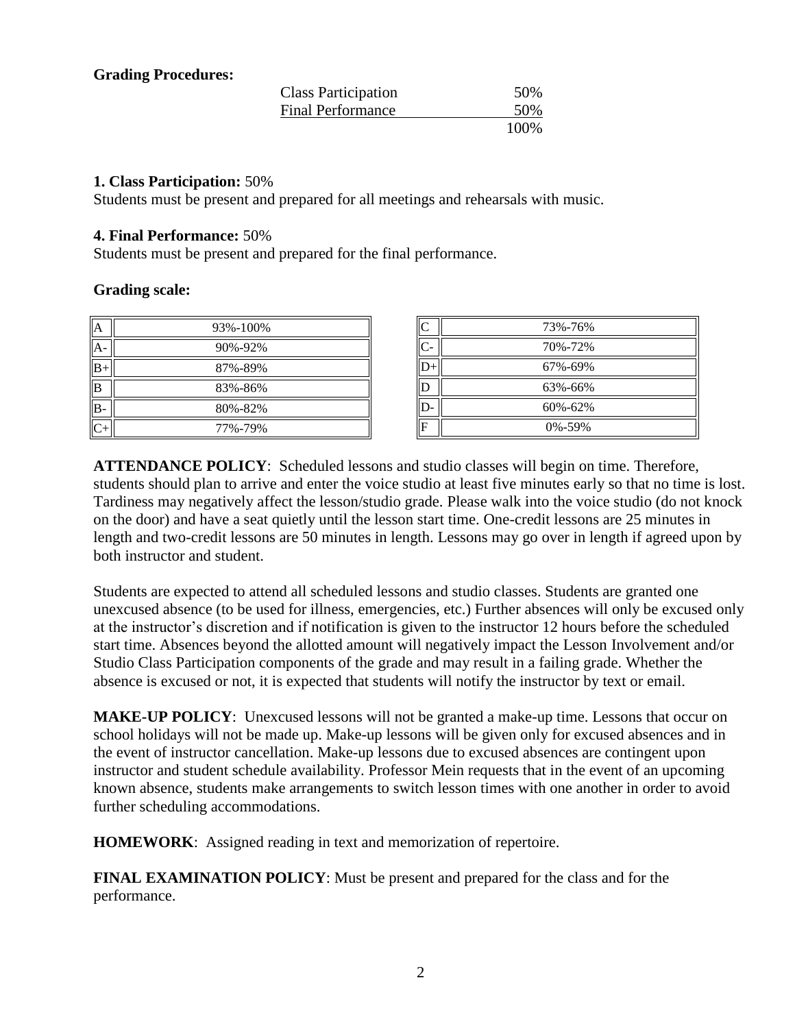**Grading Procedures:**

| | |
|---|---|
| Class Participation | 50% |
| Final Performance | 50% |
| | 100% |

**1. Class Participation:** 50%
Students must be present and prepared for all meetings and rehearsals with music.

**4. Final Performance:** 50%
Students must be present and prepared for the final performance.

**Grading scale:**

| Grade | Range |
|---|---|
| A | 93%-100% |
| A- | 90%-92% |
| B+ | 87%-89% |
| B | 83%-86% |
| B- | 80%-82% |
| C+ | 77%-79% |
| C | 73%-76% |
| C- | 70%-72% |
| D+ | 67%-69% |
| D | 63%-66% |
| D- | 60%-62% |
| F | 0%-59% |

**ATTENDANCE POLICY**: Scheduled lessons and studio classes will begin on time. Therefore, students should plan to arrive and enter the voice studio at least five minutes early so that no time is lost. Tardiness may negatively affect the lesson/studio grade. Please walk into the voice studio (do not knock on the door) and have a seat quietly until the lesson start time. One-credit lessons are 25 minutes in length and two-credit lessons are 50 minutes in length. Lessons may go over in length if agreed upon by both instructor and student.

Students are expected to attend all scheduled lessons and studio classes. Students are granted one unexcused absence (to be used for illness, emergencies, etc.) Further absences will only be excused only at the instructor's discretion and if notification is given to the instructor 12 hours before the scheduled start time. Absences beyond the allotted amount will negatively impact the Lesson Involvement and/or Studio Class Participation components of the grade and may result in a failing grade. Whether the absence is excused or not, it is expected that students will notify the instructor by text or email.

**MAKE-UP POLICY**: Unexcused lessons will not be granted a make-up time. Lessons that occur on school holidays will not be made up. Make-up lessons will be given only for excused absences and in the event of instructor cancellation. Make-up lessons due to excused absences are contingent upon instructor and student schedule availability. Professor Mein requests that in the event of an upcoming known absence, students make arrangements to switch lesson times with one another in order to avoid further scheduling accommodations.

**HOMEWORK**: Assigned reading in text and memorization of repertoire.

**FINAL EXAMINATION POLICY**: Must be present and prepared for the class and for the performance.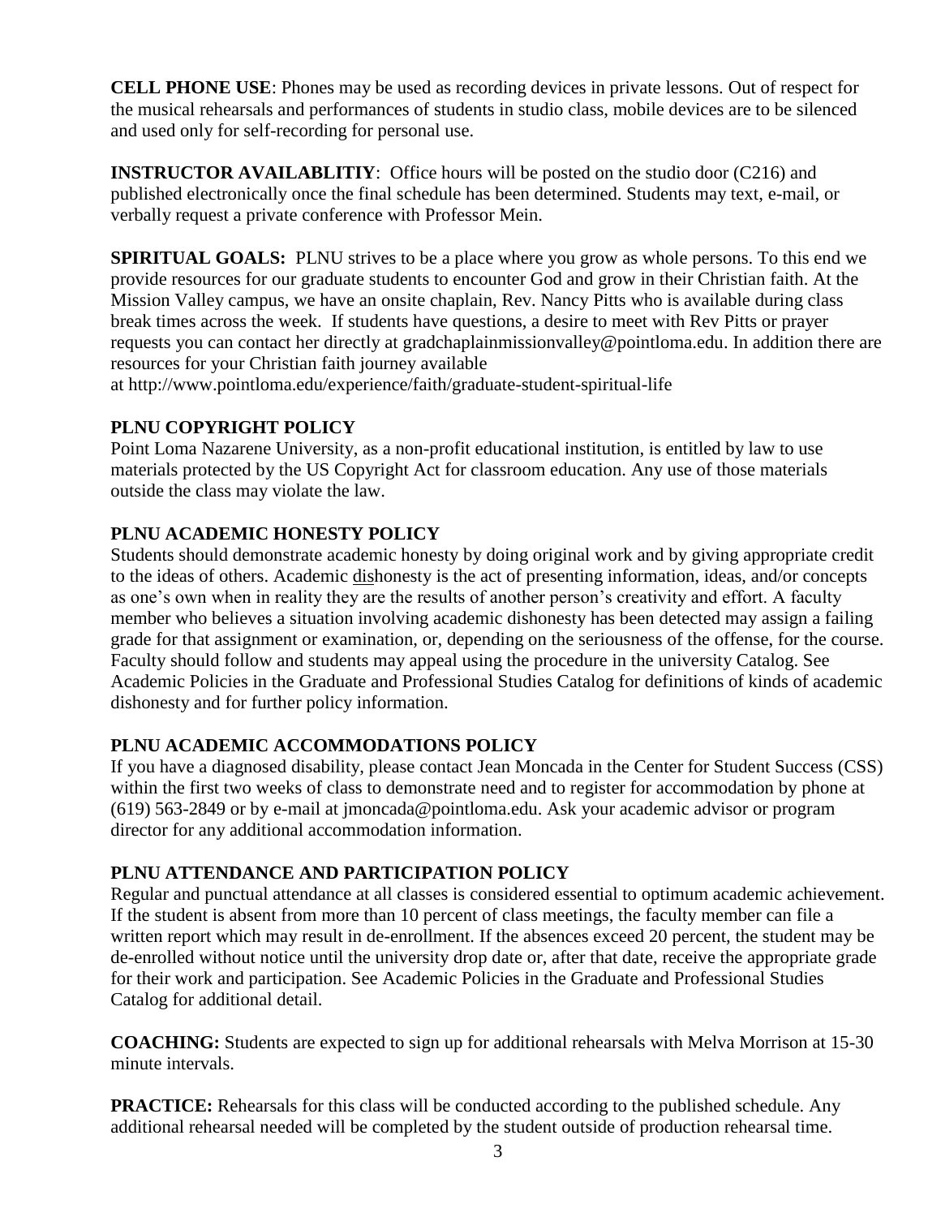**CELL PHONE USE**: Phones may be used as recording devices in private lessons. Out of respect for the musical rehearsals and performances of students in studio class, mobile devices are to be silenced and used only for self-recording for personal use.

**INSTRUCTOR AVAILABLITIY**: Office hours will be posted on the studio door (C216) and published electronically once the final schedule has been determined. Students may text, e-mail, or verbally request a private conference with Professor Mein.

**SPIRITUAL GOALS:** PLNU strives to be a place where you grow as whole persons. To this end we provide resources for our graduate students to encounter God and grow in their Christian faith. At the Mission Valley campus, we have an onsite chaplain, Rev. Nancy Pitts who is available during class break times across the week. If students have questions, a desire to meet with Rev Pitts or prayer requests you can contact her directly at gradchaplainmissionvalley@pointloma.edu. In addition there are resources for your Christian faith journey available at http://www.pointloma.edu/experience/faith/graduate-student-spiritual-life

**PLNU COPYRIGHT POLICY**

Point Loma Nazarene University, as a non-profit educational institution, is entitled by law to use materials protected by the US Copyright Act for classroom education. Any use of those materials outside the class may violate the law.

**PLNU ACADEMIC HONESTY POLICY**

Students should demonstrate academic honesty by doing original work and by giving appropriate credit to the ideas of others. Academic dishonesty is the act of presenting information, ideas, and/or concepts as one's own when in reality they are the results of another person's creativity and effort. A faculty member who believes a situation involving academic dishonesty has been detected may assign a failing grade for that assignment or examination, or, depending on the seriousness of the offense, for the course. Faculty should follow and students may appeal using the procedure in the university Catalog. See Academic Policies in the Graduate and Professional Studies Catalog for definitions of kinds of academic dishonesty and for further policy information.

**PLNU ACADEMIC ACCOMMODATIONS POLICY**

If you have a diagnosed disability, please contact Jean Moncada in the Center for Student Success (CSS) within the first two weeks of class to demonstrate need and to register for accommodation by phone at (619) 563-2849 or by e-mail at jmoncada@pointloma.edu. Ask your academic advisor or program director for any additional accommodation information.

**PLNU ATTENDANCE AND PARTICIPATION POLICY**

Regular and punctual attendance at all classes is considered essential to optimum academic achievement. If the student is absent from more than 10 percent of class meetings, the faculty member can file a written report which may result in de-enrollment. If the absences exceed 20 percent, the student may be de-enrolled without notice until the university drop date or, after that date, receive the appropriate grade for their work and participation. See Academic Policies in the Graduate and Professional Studies Catalog for additional detail.

**COACHING:** Students are expected to sign up for additional rehearsals with Melva Morrison at 15-30 minute intervals.

**PRACTICE:** Rehearsals for this class will be conducted according to the published schedule. Any additional rehearsal needed will be completed by the student outside of production rehearsal time.